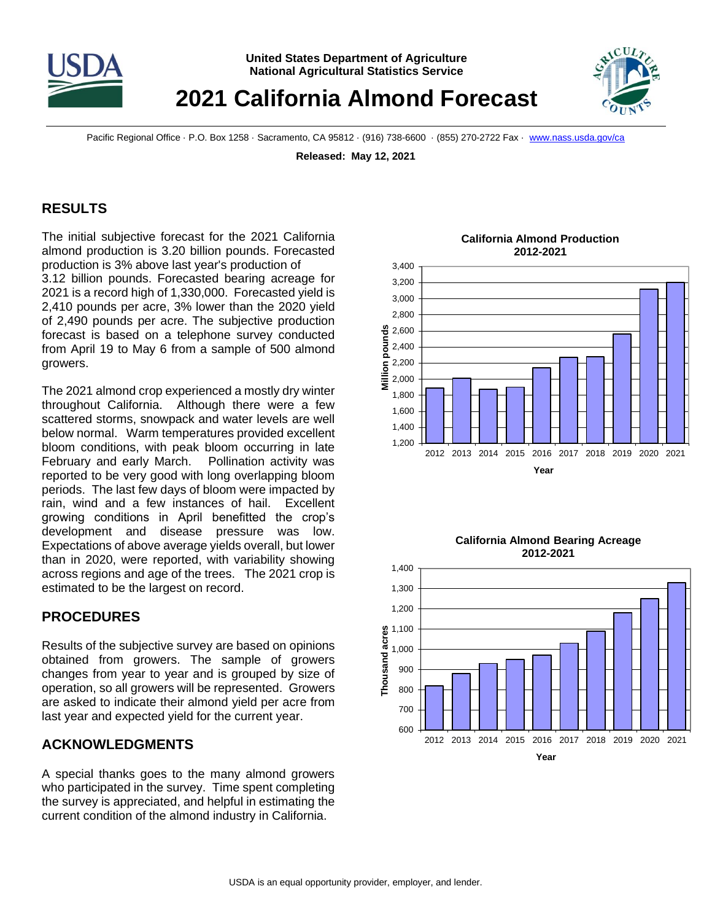United States Department of Agriculture
National Agricultural Statistics Service

# 2021 California Almond Forecast

Pacific Regional Office · P.O. Box 1258 · Sacramento, CA 95812 · (916) 738-6600 · (855) 270-2722 Fax · www.nass.usda.gov/ca

**Released: May 12, 2021**

## RESULTS

The initial subjective forecast for the 2021 California almond production is 3.20 billion pounds. Forecasted production is 3% above last year's production of 3.12 billion pounds. Forecasted bearing acreage for 2021 is a record high of 1,330,000. Forecasted yield is 2,410 pounds per acre, 3% lower than the 2020 yield of 2,490 pounds per acre. The subjective production forecast is based on a telephone survey conducted from April 19 to May 6 from a sample of 500 almond growers.

The 2021 almond crop experienced a mostly dry winter throughout California. Although there were a few scattered storms, snowpack and water levels are well below normal. Warm temperatures provided excellent bloom conditions, with peak bloom occurring in late February and early March. Pollination activity was reported to be very good with long overlapping bloom periods. The last few days of bloom were impacted by rain, wind and a few instances of hail. Excellent growing conditions in April benefitted the crop's development and disease pressure was low. Expectations of above average yields overall, but lower than in 2020, were reported, with variability showing across regions and age of the trees. The 2021 crop is estimated to be the largest on record.

## PROCEDURES

Results of the subjective survey are based on opinions obtained from growers. The sample of growers changes from year to year and is grouped by size of operation, so all growers will be represented. Growers are asked to indicate their almond yield per acre from last year and expected yield for the current year.

## ACKNOWLEDGMENTS

A special thanks goes to the many almond growers who participated in the survey. Time spent completing the survey is appreciated, and helpful in estimating the current condition of the almond industry in California.

**California Almond Production 2012-2021**

**California Almond Bearing Acreage 2012-2021**

USDA is an equal opportunity provider, employer, and lender.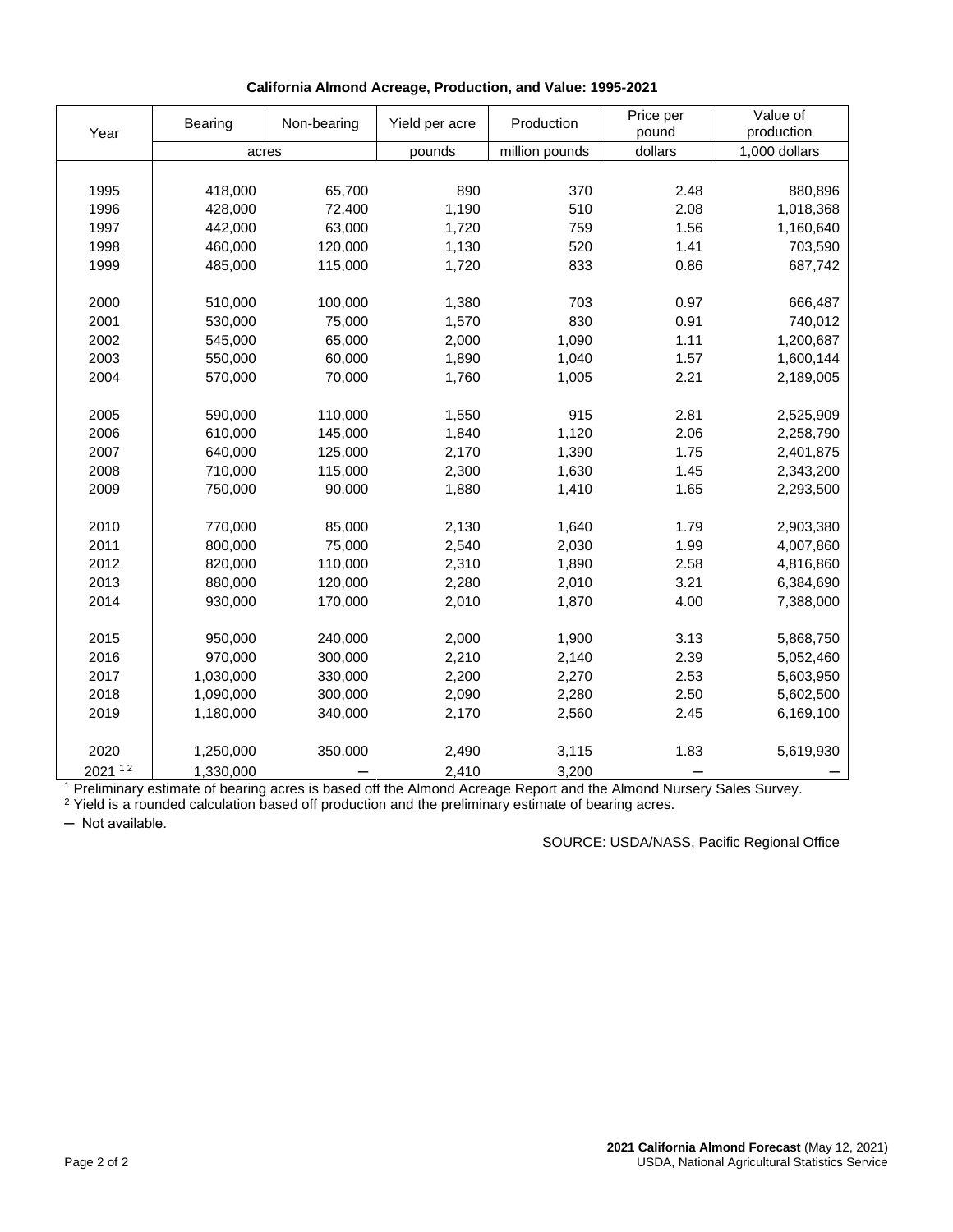**California Almond Acreage, Production, and Value: 1995-2021**

| Year | Bearing | Non-bearing | Yield per acre | Production | Price per pound | Value of production |
|---|---|---|---|---|---|---|
| | acres | | pounds | million pounds | dollars | 1,000 dollars |
| 1995 | 418,000 | 65,700 | 890 | 370 | 2.48 | 880,896 |
| 1996 | 428,000 | 72,400 | 1,190 | 510 | 2.08 | 1,018,368 |
| 1997 | 442,000 | 63,000 | 1,720 | 759 | 1.56 | 1,160,640 |
| 1998 | 460,000 | 120,000 | 1,130 | 520 | 1.41 | 703,590 |
| 1999 | 485,000 | 115,000 | 1,720 | 833 | 0.86 | 687,742 |
| 2000 | 510,000 | 100,000 | 1,380 | 703 | 0.97 | 666,487 |
| 2001 | 530,000 | 75,000 | 1,570 | 830 | 0.91 | 740,012 |
| 2002 | 545,000 | 65,000 | 2,000 | 1,090 | 1.11 | 1,200,687 |
| 2003 | 550,000 | 60,000 | 1,890 | 1,040 | 1.57 | 1,600,144 |
| 2004 | 570,000 | 70,000 | 1,760 | 1,005 | 2.21 | 2,189,005 |
| 2005 | 590,000 | 110,000 | 1,550 | 915 | 2.81 | 2,525,909 |
| 2006 | 610,000 | 145,000 | 1,840 | 1,120 | 2.06 | 2,258,790 |
| 2007 | 640,000 | 125,000 | 2,170 | 1,390 | 1.75 | 2,401,875 |
| 2008 | 710,000 | 115,000 | 2,300 | 1,630 | 1.45 | 2,343,200 |
| 2009 | 750,000 | 90,000 | 1,880 | 1,410 | 1.65 | 2,293,500 |
| 2010 | 770,000 | 85,000 | 2,130 | 1,640 | 1.79 | 2,903,380 |
| 2011 | 800,000 | 75,000 | 2,540 | 2,030 | 1.99 | 4,007,860 |
| 2012 | 820,000 | 110,000 | 2,310 | 1,890 | 2.58 | 4,816,860 |
| 2013 | 880,000 | 120,000 | 2,280 | 2,010 | 3.21 | 6,384,690 |
| 2014 | 930,000 | 170,000 | 2,010 | 1,870 | 4.00 | 7,388,000 |
| 2015 | 950,000 | 240,000 | 2,000 | 1,900 | 3.13 | 5,868,750 |
| 2016 | 970,000 | 300,000 | 2,210 | 2,140 | 2.39 | 5,052,460 |
| 2017 | 1,030,000 | 330,000 | 2,200 | 2,270 | 2.53 | 5,603,950 |
| 2018 | 1,090,000 | 300,000 | 2,090 | 2,280 | 2.50 | 5,602,500 |
| 2019 | 1,180,000 | 340,000 | 2,170 | 2,560 | 2.45 | 6,169,100 |
| 2020 | 1,250,000 | 350,000 | 2,490 | 3,115 | 1.83 | 5,619,930 |
| 2021 [1 2] | 1,330,000 | – | 2,410 | 3,200 | – | – |

[1] Preliminary estimate of bearing acres is based off the Almond Acreage Report and the Almond Nursery Sales Survey.
[2] Yield is a rounded calculation based off production and the preliminary estimate of bearing acres.
– Not available.

SOURCE: USDA/NASS, Pacific Regional Office